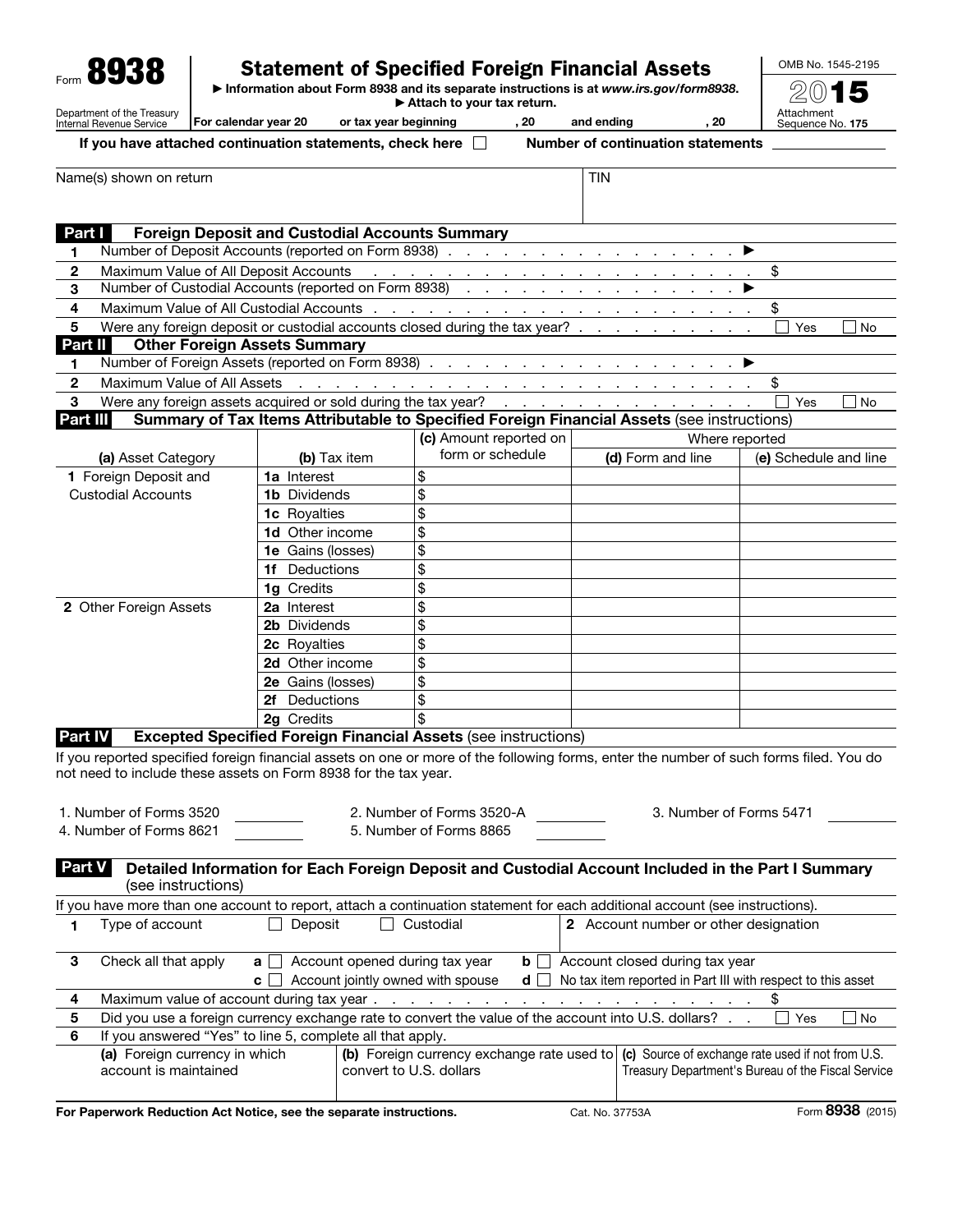Form **8938**

Department of the Treasury
Internal Revenue Service

# Statement of Specified Foreign Financial Assets

▶ Information about Form 8938 and its separate instructions is at *www.irs.gov/form8938*.
▶ Attach to your tax return.

OMB No. 1545-2195

**2015**

Attachment Sequence No. **175**

For calendar year 20 or tax year beginning , 20 and ending , 20

If you have attached continuation statements, check here ☐ Number of continuation statements

| Name(s) shown on return | TIN |
|---|---|
| | |

## Part I Foreign Deposit and Custodial Accounts Summary

| | | |
|---|---|---|
| **1** | Number of Deposit Accounts (reported on Form 8938) . . . . . . . . . . . . . . . . . . ▶ | |
| **2** | Maximum Value of All Deposit Accounts . . . . . . . . . . . . . . . . . . . . . . | $ |
| **3** | Number of Custodial Accounts (reported on Form 8938) . . . . . . . . . . . . . . . . ▶ | |
| **4** | Maximum Value of All Custodial Accounts . . . . . . . . . . . . . . . . . . . . . | $ |
| **5** | Were any foreign deposit or custodial accounts closed during the tax year? . . . . . . . . . . | ☐ Yes ☐ No |

## Part II Other Foreign Assets Summary

| | | |
|---|---|---|
| **1** | Number of Foreign Assets (reported on Form 8938) . . . . . . . . . . . . . . . . . ▶ | |
| **2** | Maximum Value of All Assets . . . . . . . . . . . . . . . . . . . . . . . . . | $ |
| **3** | Were any foreign assets acquired or sold during the tax year? . . . . . . . . . . . . . . | ☐ Yes ☐ No |

## Part III Summary of Tax Items Attributable to Specified Foreign Financial Assets (see instructions)

| (a) Asset Category | (b) Tax item | (c) Amount reported on form or schedule | Where reported (d) Form and line | (e) Schedule and line |
|---|---|---|---|---|
| **1** Foreign Deposit and Custodial Accounts | **1a** Interest | $ | | |
| | **1b** Dividends | $ | | |
| | **1c** Royalties | $ | | |
| | **1d** Other income | $ | | |
| | **1e** Gains (losses) | $ | | |
| | **1f** Deductions | $ | | |
| | **1g** Credits | $ | | |
| **2** Other Foreign Assets | **2a** Interest | $ | | |
| | **2b** Dividends | $ | | |
| | **2c** Royalties | $ | | |
| | **2d** Other income | $ | | |
| | **2e** Gains (losses) | $ | | |
| | **2f** Deductions | $ | | |
| | **2g** Credits | $ | | |

## Part IV Excepted Specified Foreign Financial Assets (see instructions)

If you reported specified foreign financial assets on one or more of the following forms, enter the number of such forms filed. You do not need to include these assets on Form 8938 for the tax year.

1. Number of Forms 3520 ______ 2. Number of Forms 3520-A ______ 3. Number of Forms 5471 ______
4. Number of Forms 8621 ______ 5. Number of Forms 8865 ______

## Part V Detailed Information for Each Foreign Deposit and Custodial Account Included in the Part I Summary (see instructions)

If you have more than one account to report, attach a continuation statement for each additional account (see instructions).

| | | | |
|---|---|---|---|
| **1** | Type of account ☐ Deposit ☐ Custodial | **2** Account number or other designation | |
| **3** | Check all that apply **a** ☐ Account opened during tax year **b** ☐ Account closed during tax year **c** ☐ Account jointly owned with spouse **d** ☐ No tax item reported in Part III with respect to this asset | | |
| **4** | Maximum value of account during tax year . . . . . . . . . . . . . . . . . . . . . . | | $ |
| **5** | Did you use a foreign currency exchange rate to convert the value of the account into U.S. dollars? . . | | ☐ Yes ☐ No |
| **6** | If you answered "Yes" to line 5, complete all that apply. | | |

| (a) Foreign currency in which account is maintained | (b) Foreign currency exchange rate used to convert to U.S. dollars | (c) Source of exchange rate used if not from U.S. Treasury Department's Bureau of the Fiscal Service |
|---|---|---|
| | | |

**For Paperwork Reduction Act Notice, see the separate instructions.** Cat. No. 37753A Form **8938** (2015)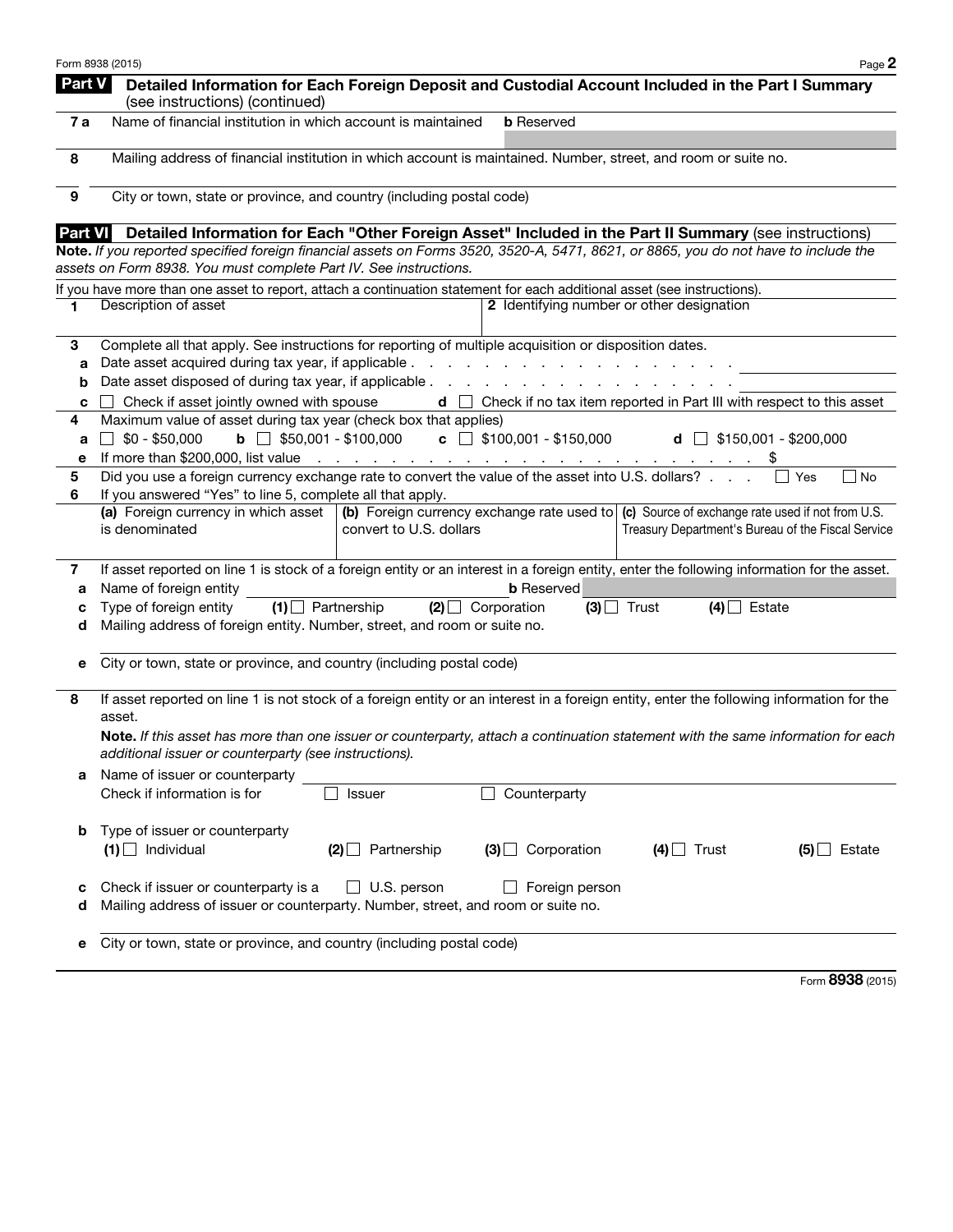## Part V Detailed Information for Each Foreign Deposit and Custodial Account Included in the Part I Summary (see instructions) (continued)

**7a** Name of financial institution in which account is maintained **b** Reserved

**8** Mailing address of financial institution in which account is maintained. Number, street, and room or suite no.

**9** City or town, state or province, and country (including postal code)

## Part VI Detailed Information for Each "Other Foreign Asset" Included in the Part II Summary (see instructions)

**Note.** *If you reported specified foreign financial assets on Forms 3520, 3520-A, 5471, 8621, or 8865, you do not have to include the assets on Form 8938. You must complete Part IV. See instructions.*

If you have more than one asset to report, attach a continuation statement for each additional asset (see instructions).

**1** Description of asset **2** Identifying number or other designation

**3** Complete all that apply. See instructions for reporting of multiple acquisition or disposition dates.

- **a** Date asset acquired during tax year, if applicable . . . . . . . . . . . . . . . . . . . .
- **b** Date asset disposed of during tax year, if applicable . . . . . . . . . . . . . . . . . . .
- **c** ☐ Check if asset jointly owned with spouse **d** ☐ Check if no tax item reported in Part III with respect to this asset

**4** Maximum value of asset during tax year (check box that applies)

- **a** ☐ $0 - $50,000 **b** ☐ $50,001 - $100,000 **c** ☐ $100,001 - $150,000 **d** ☐ $150,001 - $200,000
- **e** If more than $200,000, list value . . . . . . . . . . . . . . . . . . . . . . . . . . . $

**5** Did you use a foreign currency exchange rate to convert the value of the asset into U.S. dollars? . . . . ☐ Yes ☐ No

**6** If you answered "Yes" to line 5, complete all that apply.

| (a) Foreign currency in which asset is denominated | (b) Foreign currency exchange rate used to convert to U.S. dollars | (c) Source of exchange rate used if not from U.S. Treasury Department's Bureau of the Fiscal Service |
|---|---|---|
| | | |

**7** If asset reported on line 1 is stock of a foreign entity or an interest in a foreign entity, enter the following information for the asset.

- **a** Name of foreign entity **b** Reserved
- **c** Type of foreign entity **(1)** ☐ Partnership **(2)** ☐ Corporation **(3)** ☐ Trust **(4)** ☐ Estate
- **d** Mailing address of foreign entity. Number, street, and room or suite no.
- **e** City or town, state or province, and country (including postal code)

**8** If asset reported on line 1 is not stock of a foreign entity or an interest in a foreign entity, enter the following information for the asset.

**Note.** *If this asset has more than one issuer or counterparty, attach a continuation statement with the same information for each additional issuer or counterparty (see instructions).*

- **a** Name of issuer or counterparty
  Check if information is for ☐ Issuer ☐ Counterparty
- **b** Type of issuer or counterparty
  **(1)** ☐ Individual **(2)** ☐ Partnership **(3)** ☐ Corporation **(4)** ☐ Trust **(5)** ☐ Estate
- **c** Check if issuer or counterparty is a ☐ U.S. person ☐ Foreign person
- **d** Mailing address of issuer or counterparty. Number, street, and room or suite no.
- **e** City or town, state or province, and country (including postal code)

Form **8938** (2015)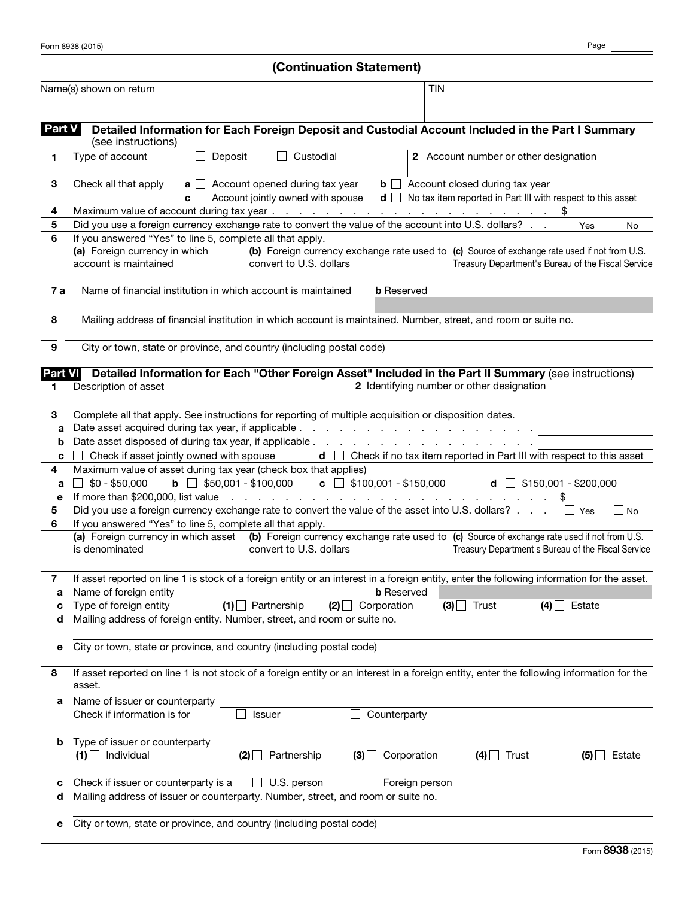Form 8938 (2015)

Page

# (Continuation Statement)

| Name(s) shown on return | TIN |
|---|---|
| | |

## Part V Detailed Information for Each Foreign Deposit and Custodial Account Included in the Part I Summary (see instructions)

**1** Type of account ☐ Deposit ☐ Custodial

**2** Account number or other designation

**3** Check all that apply **a** ☐ Account opened during tax year **b** ☐ Account closed during tax year **c** ☐ Account jointly owned with spouse **d** ☐ No tax item reported in Part III with respect to this asset

**4** Maximum value of account during tax year . . . . . . . . . . . . . . . . . . . . . . . . $

**5** Did you use a foreign currency exchange rate to convert the value of the account into U.S. dollars? . . ☐ Yes ☐ No

**6** If you answered "Yes" to line 5, complete all that apply.

| (a) Foreign currency in which account is maintained | (b) Foreign currency exchange rate used to convert to U.S. dollars | (c) Source of exchange rate used if not from U.S. Treasury Department's Bureau of the Fiscal Service |
|---|---|---|
| | | |

**7a** Name of financial institution in which account is maintained **b** Reserved

**8** Mailing address of financial institution in which account is maintained. Number, street, and room or suite no.

**9** City or town, state or province, and country (including postal code)

## Part VI Detailed Information for Each "Other Foreign Asset" Included in the Part II Summary (see instructions)

**1** Description of asset

**2** Identifying number or other designation

**3** Complete all that apply. See instructions for reporting of multiple acquisition or disposition dates.

**a** Date asset acquired during tax year, if applicable . . . . . . . . . . . . . . . . . . . .

**b** Date asset disposed of during tax year, if applicable . . . . . . . . . . . . . . . . . . .

**c** ☐ Check if asset jointly owned with spouse **d** ☐ Check if no tax item reported in Part III with respect to this asset

**4** Maximum value of asset during tax year (check box that applies)

**a** ☐ $0 - $50,000 **b** ☐ $50,001 - $100,000 **c** ☐ $100,001 - $150,000 **d** ☐ $150,001 - $200,000

**e** If more than $200,000, list value . . . . . . . . . . . . . . . . . . . . . . . . . $

**5** Did you use a foreign currency exchange rate to convert the value of the asset into U.S. dollars? . . . . ☐ Yes ☐ No

**6** If you answered "Yes" to line 5, complete all that apply.

| (a) Foreign currency in which asset is denominated | (b) Foreign currency exchange rate used to convert to U.S. dollars | (c) Source of exchange rate used if not from U.S. Treasury Department's Bureau of the Fiscal Service |
|---|---|---|
| | | |

**7** If asset reported on line 1 is stock of a foreign entity or an interest in a foreign entity, enter the following information for the asset.

**a** Name of foreign entity **b** Reserved

**c** Type of foreign entity **(1)** ☐ Partnership **(2)** ☐ Corporation **(3)** ☐ Trust **(4)** ☐ Estate

**d** Mailing address of foreign entity. Number, street, and room or suite no.

**e** City or town, state or province, and country (including postal code)

**8** If asset reported on line 1 is not stock of a foreign entity or an interest in a foreign entity, enter the following information for the asset.

**a** Name of issuer or counterparty

Check if information is for ☐ Issuer ☐ Counterparty

**b** Type of issuer or counterparty

**(1)** ☐ Individual **(2)** ☐ Partnership **(3)** ☐ Corporation **(4)** ☐ Trust **(5)** ☐ Estate

**c** Check if issuer or counterparty is a ☐ U.S. person ☐ Foreign person

**d** Mailing address of issuer or counterparty. Number, street, and room or suite no.

**e** City or town, state or province, and country (including postal code)

Form **8938** (2015)